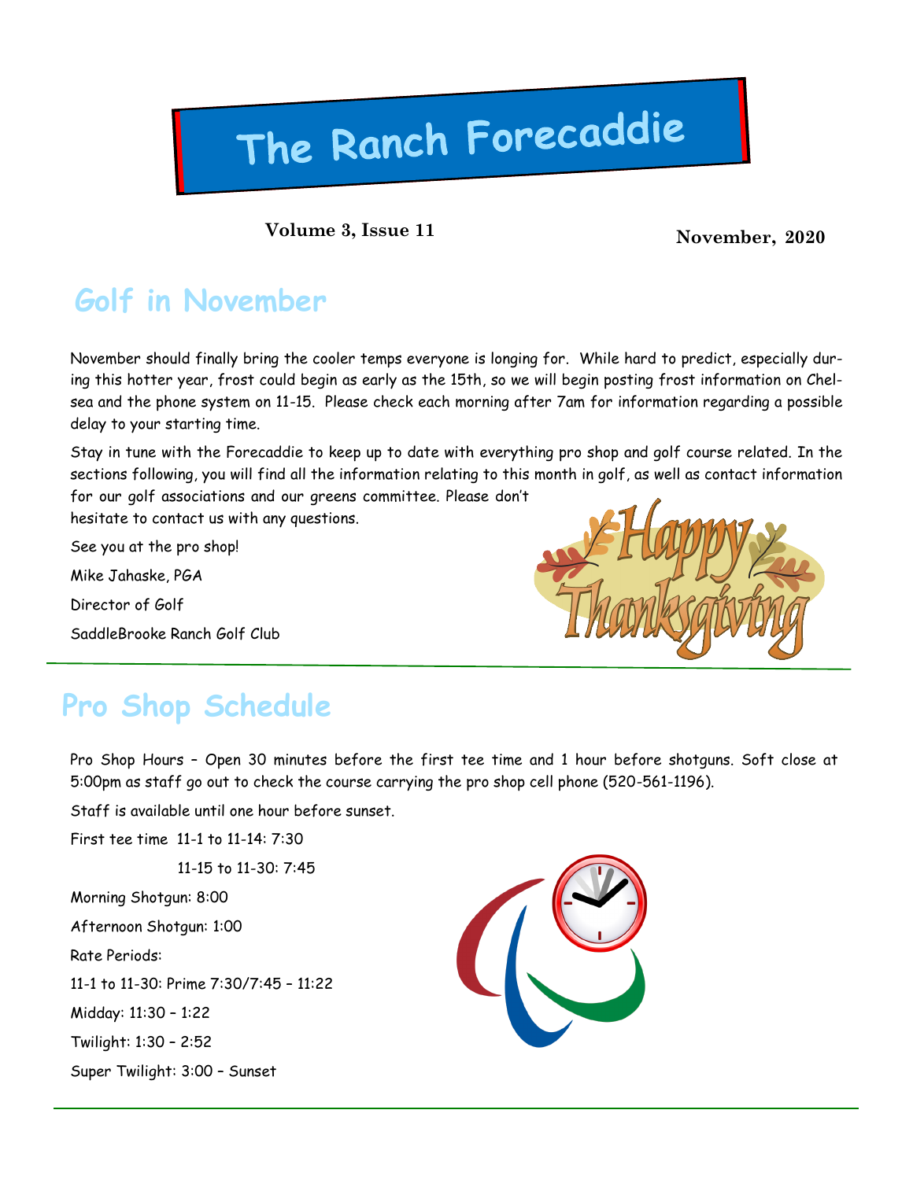# The Ranch Forecaddie

**Volume 3, Issue 11** **November, 2020**

## Golf in November

November should finally bring the cooler temps everyone is longing for. While hard to predict, especially during this hotter year, frost could begin as early as the 15th, so we will begin posting frost information on Chelsea and the phone system on 11-15. Please check each morning after 7am for information regarding a possible delay to your starting time.

Stay in tune with the Forecaddie to keep up to date with everything pro shop and golf course related. In the sections following, you will find all the information relating to this month in golf, as well as contact information for our golf associations and our greens committee. Please don't hesitate to contact us with any questions.

See you at the pro shop!

Mike Jahaske, PGA

Director of Golf

SaddleBrooke Ranch Golf Club

## Pro Shop Schedule

Pro Shop Hours – Open 30 minutes before the first tee time and 1 hour before shotguns. Soft close at 5:00pm as staff go out to check the course carrying the pro shop cell phone (520-561-1196).

Staff is available until one hour before sunset.

First tee time 11-1 to 11-14: 7:30

11-15 to 11-30: 7:45

Morning Shotgun: 8:00

Afternoon Shotgun: 1:00

Rate Periods:

11-1 to 11-30: Prime 7:30/7:45 – 11:22

Midday: 11:30 – 1:22

Twilight: 1:30 – 2:52

Super Twilight: 3:00 – Sunset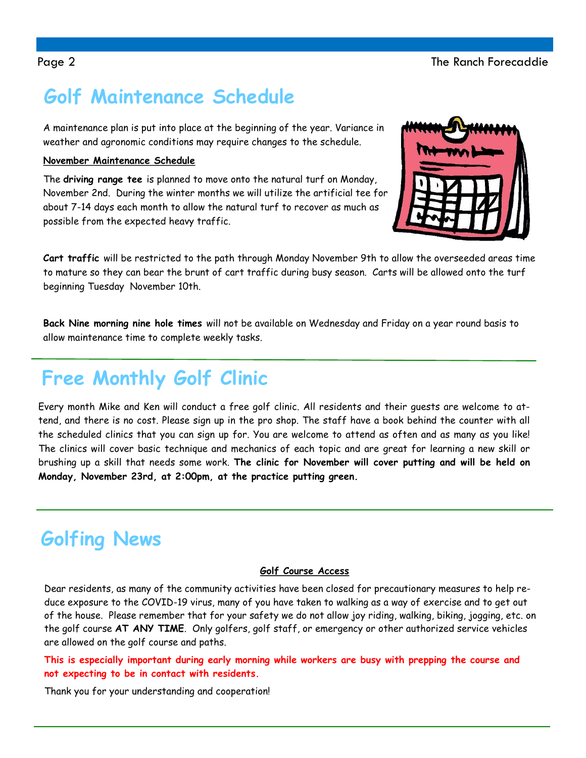# Golf Maintenance Schedule

A maintenance plan is put into place at the beginning of the year. Variance in weather and agronomic conditions may require changes to the schedule.

**November Maintenance Schedule**

The **driving range tee** is planned to move onto the natural turf on Monday, November 2nd. During the winter months we will utilize the artificial tee for about 7-14 days each month to allow the natural turf to recover as much as possible from the expected heavy traffic.

**Cart traffic** will be restricted to the path through Monday November 9th to allow the overseeded areas time to mature so they can bear the brunt of cart traffic during busy season. Carts will be allowed onto the turf beginning Tuesday November 10th.

**Back Nine morning nine hole times** will not be available on Wednesday and Friday on a year round basis to allow maintenance time to complete weekly tasks.

# Free Monthly Golf Clinic

Every month Mike and Ken will conduct a free golf clinic. All residents and their guests are welcome to attend, and there is no cost. Please sign up in the pro shop. The staff have a book behind the counter with all the scheduled clinics that you can sign up for. You are welcome to attend as often and as many as you like! The clinics will cover basic technique and mechanics of each topic and are great for learning a new skill or brushing up a skill that needs some work. **The clinic for November will cover putting and will be held on Monday, November 23rd, at 2:00pm, at the practice putting green.**

# Golfing News

**Golf Course Access**

Dear residents, as many of the community activities have been closed for precautionary measures to help reduce exposure to the COVID-19 virus, many of you have taken to walking as a way of exercise and to get out of the house. Please remember that for your safety we do not allow joy riding, walking, biking, jogging, etc. on the golf course **AT ANY TIME**. Only golfers, golf staff, or emergency or other authorized service vehicles are allowed on the golf course and paths.

**This is especially important during early morning while workers are busy with prepping the course and not expecting to be in contact with residents.**

Thank you for your understanding and cooperation!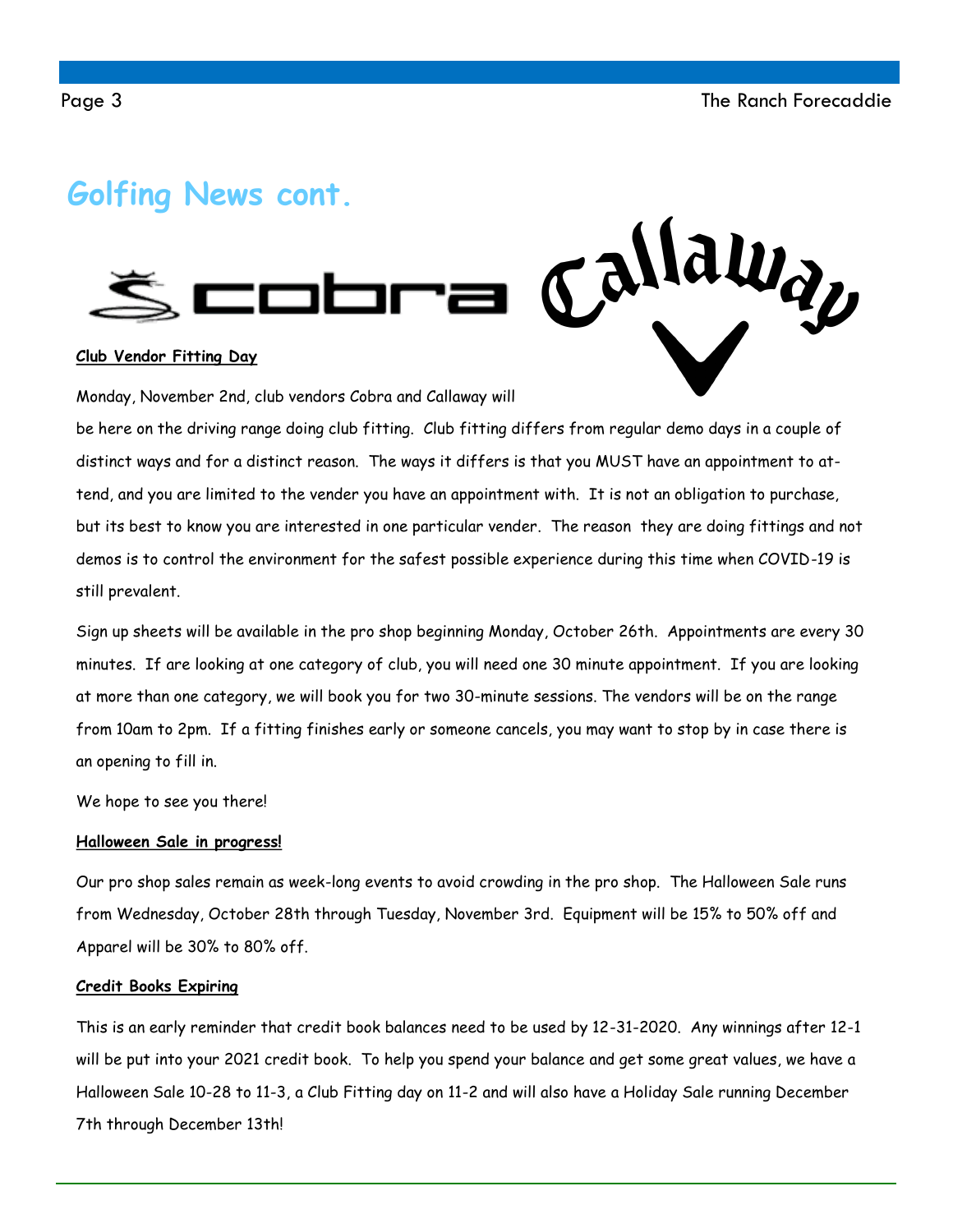# Golfing News cont.

**Club Vendor Fitting Day**

Monday, November 2nd, club vendors Cobra and Callaway will be here on the driving range doing club fitting. Club fitting differs from regular demo days in a couple of distinct ways and for a distinct reason. The ways it differs is that you MUST have an appointment to attend, and you are limited to the vender you have an appointment with. It is not an obligation to purchase, but its best to know you are interested in one particular vender. The reason they are doing fittings and not demos is to control the environment for the safest possible experience during this time when COVID-19 is still prevalent.

Sign up sheets will be available in the pro shop beginning Monday, October 26th. Appointments are every 30 minutes. If are looking at one category of club, you will need one 30 minute appointment. If you are looking at more than one category, we will book you for two 30-minute sessions. The vendors will be on the range from 10am to 2pm. If a fitting finishes early or someone cancels, you may want to stop by in case there is an opening to fill in.

We hope to see you there!

**Halloween Sale in progress!**

Our pro shop sales remain as week-long events to avoid crowding in the pro shop. The Halloween Sale runs from Wednesday, October 28th through Tuesday, November 3rd. Equipment will be 15% to 50% off and Apparel will be 30% to 80% off.

**Credit Books Expiring**

This is an early reminder that credit book balances need to be used by 12-31-2020. Any winnings after 12-1 will be put into your 2021 credit book. To help you spend your balance and get some great values, we have a Halloween Sale 10-28 to 11-3, a Club Fitting day on 11-2 and will also have a Holiday Sale running December 7th through December 13th!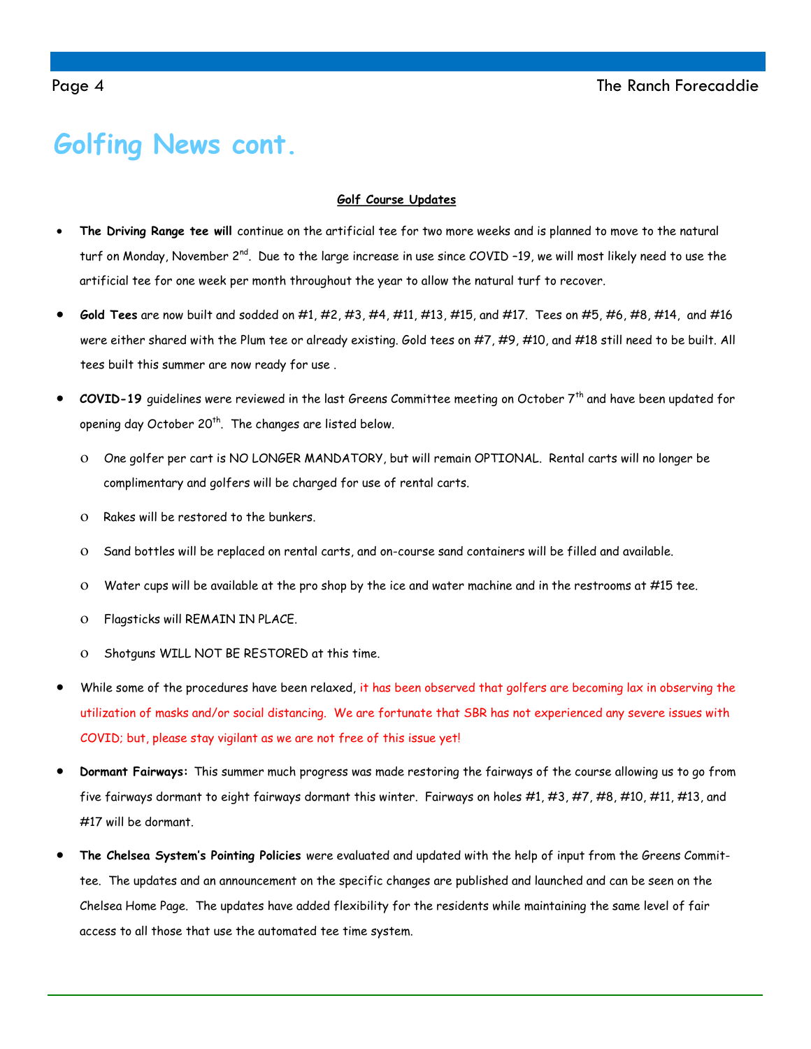# Golfing News cont.

**Golf Course Updates**

- **The Driving Range tee will** continue on the artificial tee for two more weeks and is planned to move to the natural turf on Monday, November 2nd. Due to the large increase in use since COVID –19, we will most likely need to use the artificial tee for one week per month throughout the year to allow the natural turf to recover.
- **Gold Tees** are now built and sodded on #1, #2, #3, #4, #11, #13, #15, and #17. Tees on #5, #6, #8, #14, and #16 were either shared with the Plum tee or already existing. Gold tees on #7, #9, #10, and #18 still need to be built. All tees built this summer are now ready for use .
- **COVID-19** guidelines were reviewed in the last Greens Committee meeting on October 7th and have been updated for opening day October 20th. The changes are listed below.
    - One golfer per cart is NO LONGER MANDATORY, but will remain OPTIONAL. Rental carts will no longer be complimentary and golfers will be charged for use of rental carts.
    - Rakes will be restored to the bunkers.
    - Sand bottles will be replaced on rental carts, and on-course sand containers will be filled and available.
    - Water cups will be available at the pro shop by the ice and water machine and in the restrooms at #15 tee.
    - Flagsticks will REMAIN IN PLACE.
    - Shotguns WILL NOT BE RESTORED at this time.
- While some of the procedures have been relaxed, it has been observed that golfers are becoming lax in observing the utilization of masks and/or social distancing. We are fortunate that SBR has not experienced any severe issues with COVID; but, please stay vigilant as we are not free of this issue yet!
- **Dormant Fairways:** This summer much progress was made restoring the fairways of the course allowing us to go from five fairways dormant to eight fairways dormant this winter. Fairways on holes #1, #3, #7, #8, #10, #11, #13, and #17 will be dormant.
- **The Chelsea System's Pointing Policies** were evaluated and updated with the help of input from the Greens Committee. The updates and an announcement on the specific changes are published and launched and can be seen on the Chelsea Home Page. The updates have added flexibility for the residents while maintaining the same level of fair access to all those that use the automated tee time system.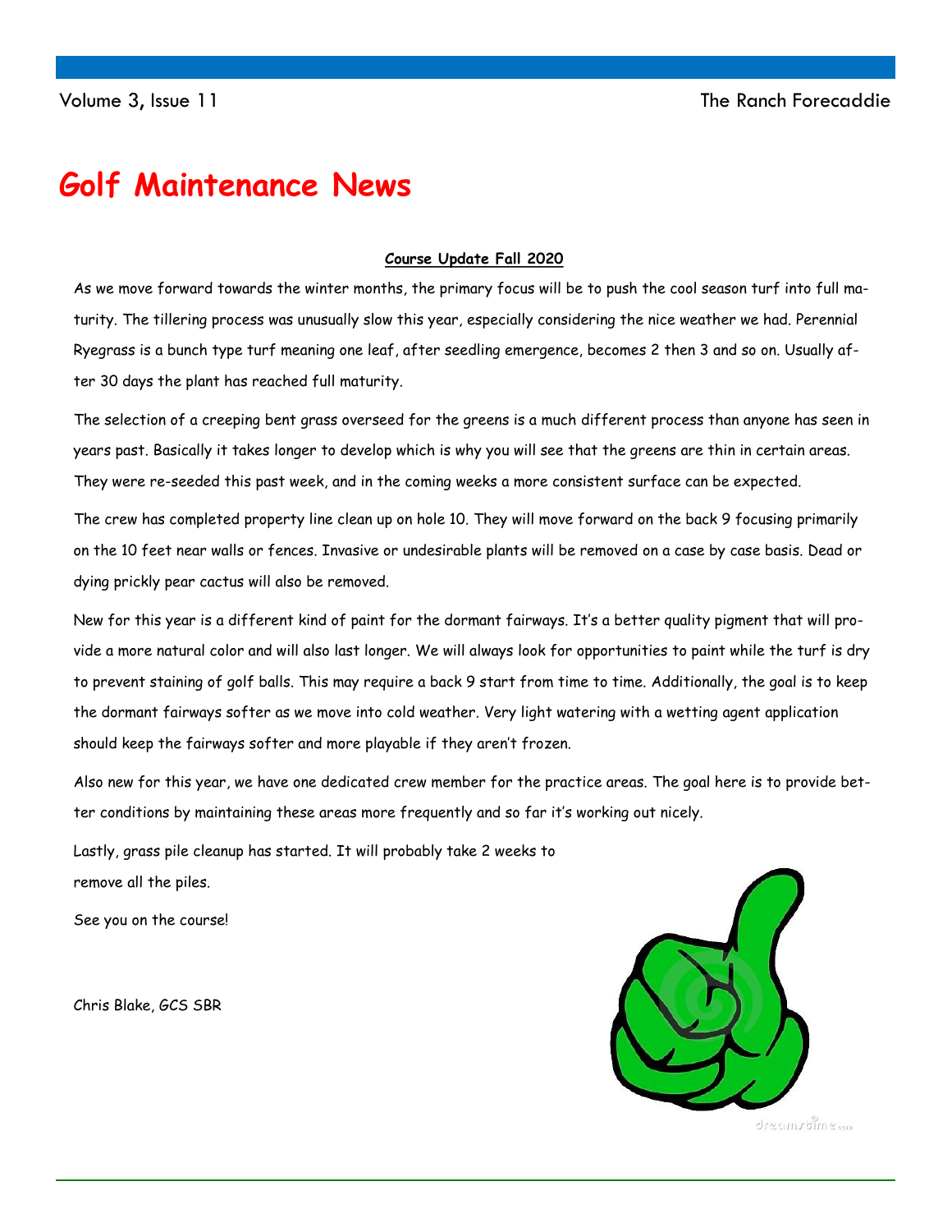# Golf Maintenance News

**Course Update Fall 2020**

As we move forward towards the winter months, the primary focus will be to push the cool season turf into full maturity. The tillering process was unusually slow this year, especially considering the nice weather we had. Perennial Ryegrass is a bunch type turf meaning one leaf, after seedling emergence, becomes 2 then 3 and so on. Usually after 30 days the plant has reached full maturity.

The selection of a creeping bent grass overseed for the greens is a much different process than anyone has seen in years past. Basically it takes longer to develop which is why you will see that the greens are thin in certain areas. They were re-seeded this past week, and in the coming weeks a more consistent surface can be expected.

The crew has completed property line clean up on hole 10. They will move forward on the back 9 focusing primarily on the 10 feet near walls or fences. Invasive or undesirable plants will be removed on a case by case basis. Dead or dying prickly pear cactus will also be removed.

New for this year is a different kind of paint for the dormant fairways. It's a better quality pigment that will provide a more natural color and will also last longer. We will always look for opportunities to paint while the turf is dry to prevent staining of golf balls. This may require a back 9 start from time to time. Additionally, the goal is to keep the dormant fairways softer as we move into cold weather. Very light watering with a wetting agent application should keep the fairways softer and more playable if they aren't frozen.

Also new for this year, we have one dedicated crew member for the practice areas. The goal here is to provide better conditions by maintaining these areas more frequently and so far it's working out nicely.

Lastly, grass pile cleanup has started. It will probably take 2 weeks to remove all the piles.

See you on the course!

Chris Blake, GCS SBR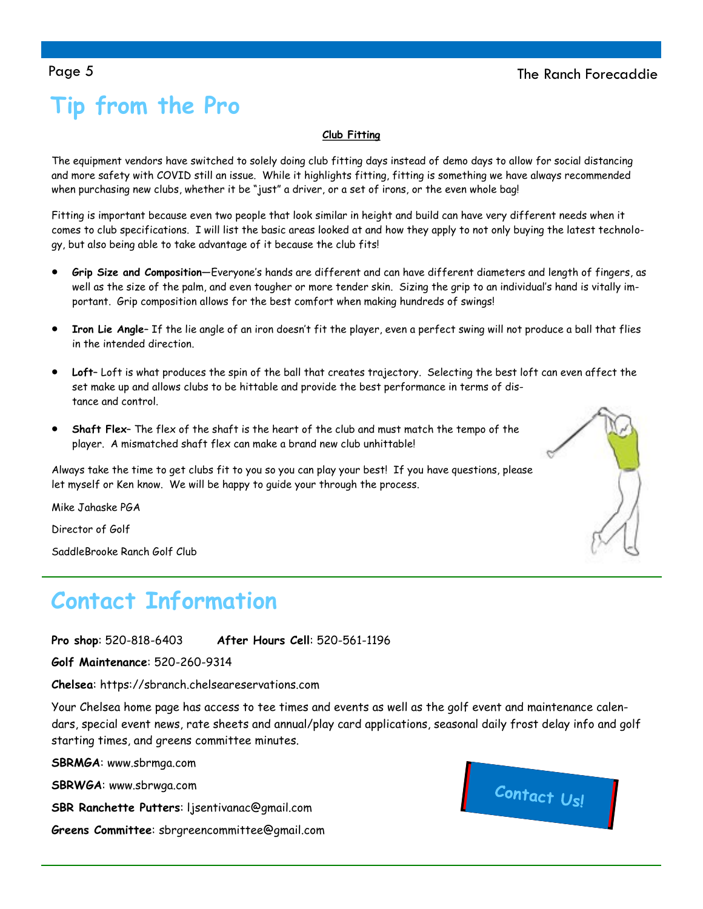# Tip from the Pro

**Club Fitting**

The equipment vendors have switched to solely doing club fitting days instead of demo days to allow for social distancing and more safety with COVID still an issue. While it highlights fitting, fitting is something we have always recommended when purchasing new clubs, whether it be "just" a driver, or a set of irons, or the even whole bag!

Fitting is important because even two people that look similar in height and build can have very different needs when it comes to club specifications. I will list the basic areas looked at and how they apply to not only buying the latest technology, but also being able to take advantage of it because the club fits!

- **Grip Size and Composition**—Everyone's hands are different and can have different diameters and length of fingers, as well as the size of the palm, and even tougher or more tender skin. Sizing the grip to an individual's hand is vitally important. Grip composition allows for the best comfort when making hundreds of swings!
- **Iron Lie Angle**– If the lie angle of an iron doesn't fit the player, even a perfect swing will not produce a ball that flies in the intended direction.
- **Loft**– Loft is what produces the spin of the ball that creates trajectory. Selecting the best loft can even affect the set make up and allows clubs to be hittable and provide the best performance in terms of distance and control.
- **Shaft Flex**– The flex of the shaft is the heart of the club and must match the tempo of the player. A mismatched shaft flex can make a brand new club unhittable!

Always take the time to get clubs fit to you so you can play your best! If you have questions, please let myself or Ken know. We will be happy to guide your through the process.

Mike Jahaske PGA

Director of Golf

SaddleBrooke Ranch Golf Club

# Contact Information

**Pro shop**: 520-818-6403 **After Hours Cell**: 520-561-1196

**Golf Maintenance**: 520-260-9314

**Chelsea**: https://sbranch.chelseareservations.com

Your Chelsea home page has access to tee times and events as well as the golf event and maintenance calendars, special event news, rate sheets and annual/play card applications, seasonal daily frost delay info and golf starting times, and greens committee minutes.

**SBRMGA**: www.sbrmga.com

**SBRWGA**: www.sbrwga.com

**SBR Ranchette Putters**: ljsentivanac@gmail.com

**Greens Committee**: sbrgreencommittee@gmail.com

Contact Us!